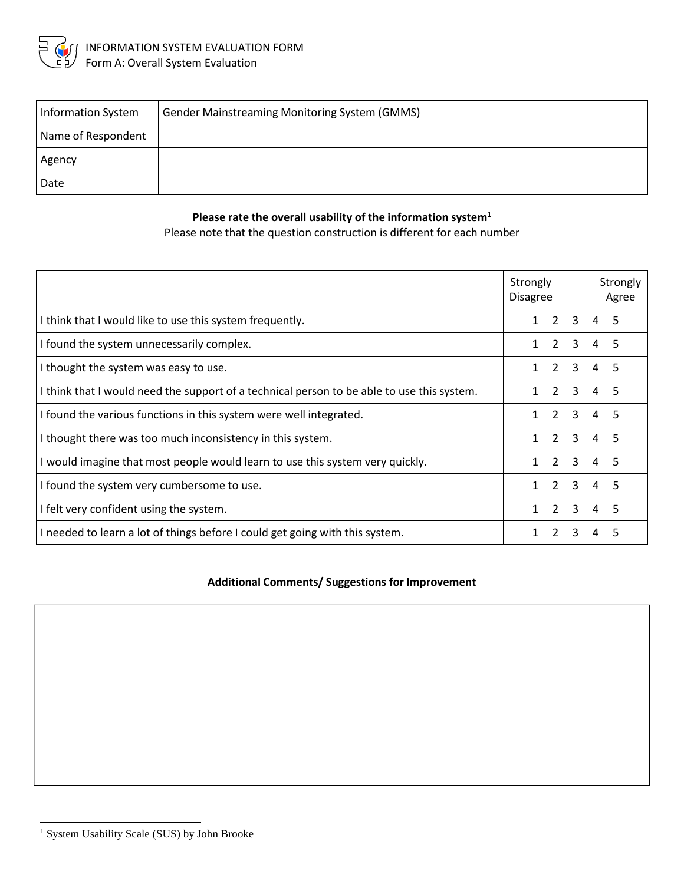# INFORMATION SYSTEM EVALUATION FORM

Form A: Overall System Evaluation

| Information System | Gender Mainstreaming Monitoring System (GMMS) |
|---|---|
| Name of Respondent | |
| Agency | |
| Date | |

**Please rate the overall usability of the information system[1]**

Please note that the question construction is different for each number

| | Strongly Disagree / Strongly Agree |
|---|---|
| I think that I would like to use this system frequently. | 1 2 3 4 5 |
| I found the system unnecessarily complex. | 1 2 3 4 5 |
| I thought the system was easy to use. | 1 2 3 4 5 |
| I think that I would need the support of a technical person to be able to use this system. | 1 2 3 4 5 |
| I found the various functions in this system were well integrated. | 1 2 3 4 5 |
| I thought there was too much inconsistency in this system. | 1 2 3 4 5 |
| I would imagine that most people would learn to use this system very quickly. | 1 2 3 4 5 |
| I found the system very cumbersome to use. | 1 2 3 4 5 |
| I felt very confident using the system. | 1 2 3 4 5 |
| I needed to learn a lot of things before I could get going with this system. | 1 2 3 4 5 |

**Additional Comments/ Suggestions for Improvement**

[1] System Usability Scale (SUS) by John Brooke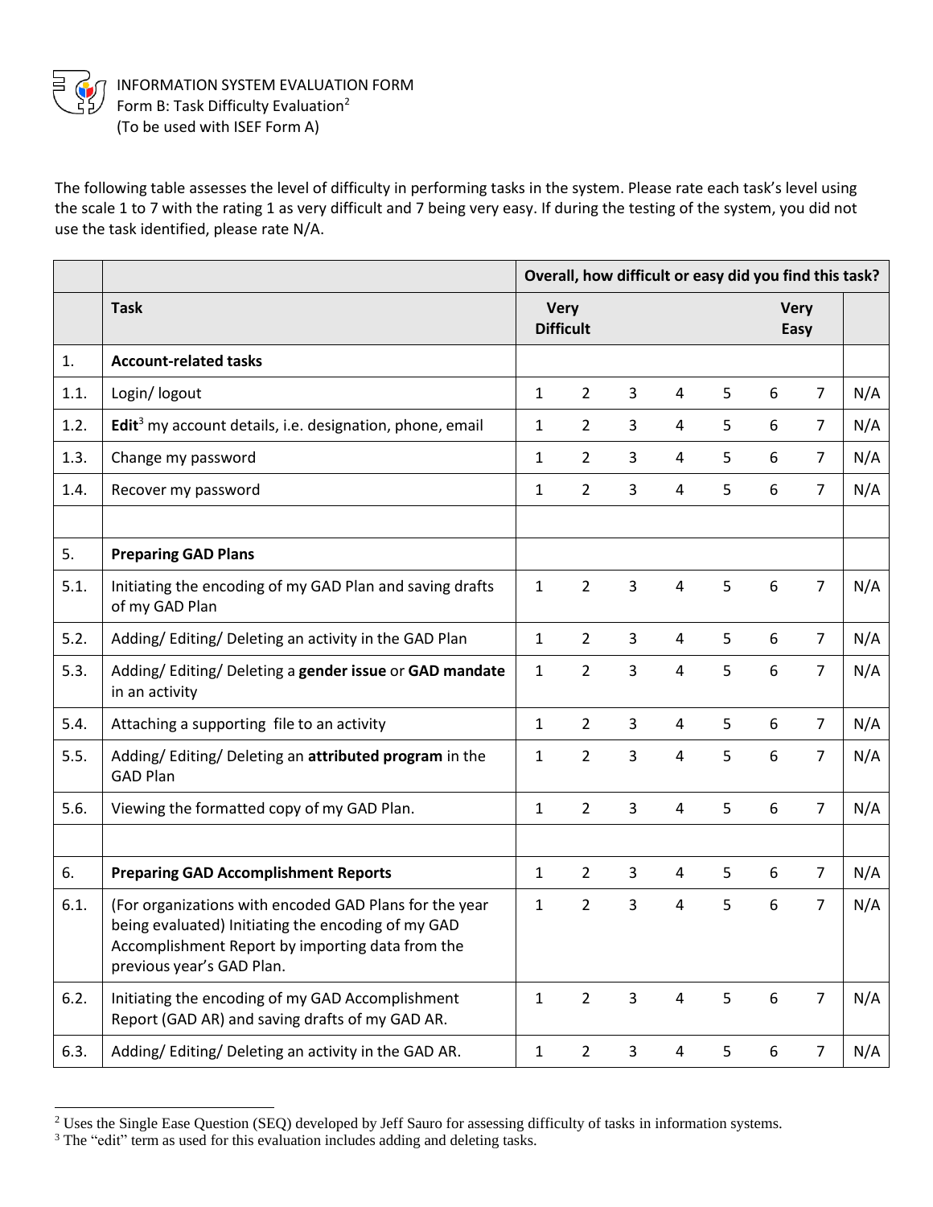INFORMATION SYSTEM EVALUATION FORM
Form B: Task Difficulty Evaluation[2]
(To be used with ISEF Form A)

The following table assesses the level of difficulty in performing tasks in the system. Please rate each task's level using the scale 1 to 7 with the rating 1 as very difficult and 7 being very easy. If during the testing of the system, you did not use the task identified, please rate N/A.

| | | Overall, how difficult or easy did you find this task? | | | | | | | |
|---|---|---|---|---|---|---|---|---|---|
| | **Task** | **Very Difficult** | | | | | | **Very Easy** | |
| 1. | **Account-related tasks** | | | | | | | | |
| 1.1. | Login/ logout | 1 | 2 | 3 | 4 | 5 | 6 | 7 | N/A |
| 1.2. | **Edit**[3] my account details, i.e. designation, phone, email | 1 | 2 | 3 | 4 | 5 | 6 | 7 | N/A |
| 1.3. | Change my password | 1 | 2 | 3 | 4 | 5 | 6 | 7 | N/A |
| 1.4. | Recover my password | 1 | 2 | 3 | 4 | 5 | 6 | 7 | N/A |
| | | | | | | | | | |
| 5. | **Preparing GAD Plans** | | | | | | | | |
| 5.1. | Initiating the encoding of my GAD Plan and saving drafts of my GAD Plan | 1 | 2 | 3 | 4 | 5 | 6 | 7 | N/A |
| 5.2. | Adding/ Editing/ Deleting an activity in the GAD Plan | 1 | 2 | 3 | 4 | 5 | 6 | 7 | N/A |
| 5.3. | Adding/ Editing/ Deleting a **gender issue** or **GAD mandate** in an activity | 1 | 2 | 3 | 4 | 5 | 6 | 7 | N/A |
| 5.4. | Attaching a supporting file to an activity | 1 | 2 | 3 | 4 | 5 | 6 | 7 | N/A |
| 5.5. | Adding/ Editing/ Deleting an **attributed program** in the GAD Plan | 1 | 2 | 3 | 4 | 5 | 6 | 7 | N/A |
| 5.6. | Viewing the formatted copy of my GAD Plan. | 1 | 2 | 3 | 4 | 5 | 6 | 7 | N/A |
| | | | | | | | | | |
| 6. | **Preparing GAD Accomplishment Reports** | 1 | 2 | 3 | 4 | 5 | 6 | 7 | N/A |
| 6.1. | (For organizations with encoded GAD Plans for the year being evaluated) Initiating the encoding of my GAD Accomplishment Report by importing data from the previous year's GAD Plan. | 1 | 2 | 3 | 4 | 5 | 6 | 7 | N/A |
| 6.2. | Initiating the encoding of my GAD Accomplishment Report (GAD AR) and saving drafts of my GAD AR. | 1 | 2 | 3 | 4 | 5 | 6 | 7 | N/A |
| 6.3. | Adding/ Editing/ Deleting an activity in the GAD AR. | 1 | 2 | 3 | 4 | 5 | 6 | 7 | N/A |

[2] Uses the Single Ease Question (SEQ) developed by Jeff Sauro for assessing difficulty of tasks in information systems.
[3] The "edit" term as used for this evaluation includes adding and deleting tasks.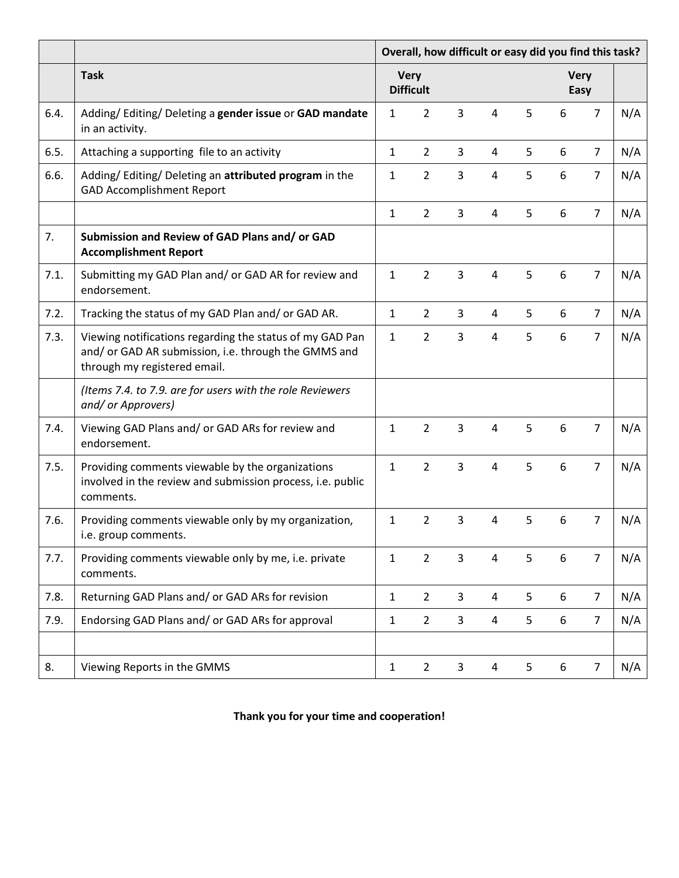| | | Overall, how difficult or easy did you find this task? | | | | | | | |
|---|---|---|---|---|---|---|---|---|---|
| | **Task** | **Very Difficult** | | | | | | **Very Easy** | |
| 6.4. | Adding/ Editing/ Deleting a **gender issue** or **GAD mandate** in an activity. | 1 | 2 | 3 | 4 | 5 | 6 | 7 | N/A |
| 6.5. | Attaching a supporting file to an activity | 1 | 2 | 3 | 4 | 5 | 6 | 7 | N/A |
| 6.6. | Adding/ Editing/ Deleting an **attributed program** in the GAD Accomplishment Report | 1 | 2 | 3 | 4 | 5 | 6 | 7 | N/A |
| | | 1 | 2 | 3 | 4 | 5 | 6 | 7 | N/A |
| 7. | **Submission and Review of GAD Plans and/ or GAD Accomplishment Report** | | | | | | | | |
| 7.1. | Submitting my GAD Plan and/ or GAD AR for review and endorsement. | 1 | 2 | 3 | 4 | 5 | 6 | 7 | N/A |
| 7.2. | Tracking the status of my GAD Plan and/ or GAD AR. | 1 | 2 | 3 | 4 | 5 | 6 | 7 | N/A |
| 7.3. | Viewing notifications regarding the status of my GAD Pan and/ or GAD AR submission, i.e. through the GMMS and through my registered email. | 1 | 2 | 3 | 4 | 5 | 6 | 7 | N/A |
| | *(Items 7.4. to 7.9. are for users with the role Reviewers and/ or Approvers)* | | | | | | | | |
| 7.4. | Viewing GAD Plans and/ or GAD ARs for review and endorsement. | 1 | 2 | 3 | 4 | 5 | 6 | 7 | N/A |
| 7.5. | Providing comments viewable by the organizations involved in the review and submission process, i.e. public comments. | 1 | 2 | 3 | 4 | 5 | 6 | 7 | N/A |
| 7.6. | Providing comments viewable only by my organization, i.e. group comments. | 1 | 2 | 3 | 4 | 5 | 6 | 7 | N/A |
| 7.7. | Providing comments viewable only by me, i.e. private comments. | 1 | 2 | 3 | 4 | 5 | 6 | 7 | N/A |
| 7.8. | Returning GAD Plans and/ or GAD ARs for revision | 1 | 2 | 3 | 4 | 5 | 6 | 7 | N/A |
| 7.9. | Endorsing GAD Plans and/ or GAD ARs for approval | 1 | 2 | 3 | 4 | 5 | 6 | 7 | N/A |
| | | | | | | | | | |
| 8. | Viewing Reports in the GMMS | 1 | 2 | 3 | 4 | 5 | 6 | 7 | N/A |

**Thank you for your time and cooperation!**